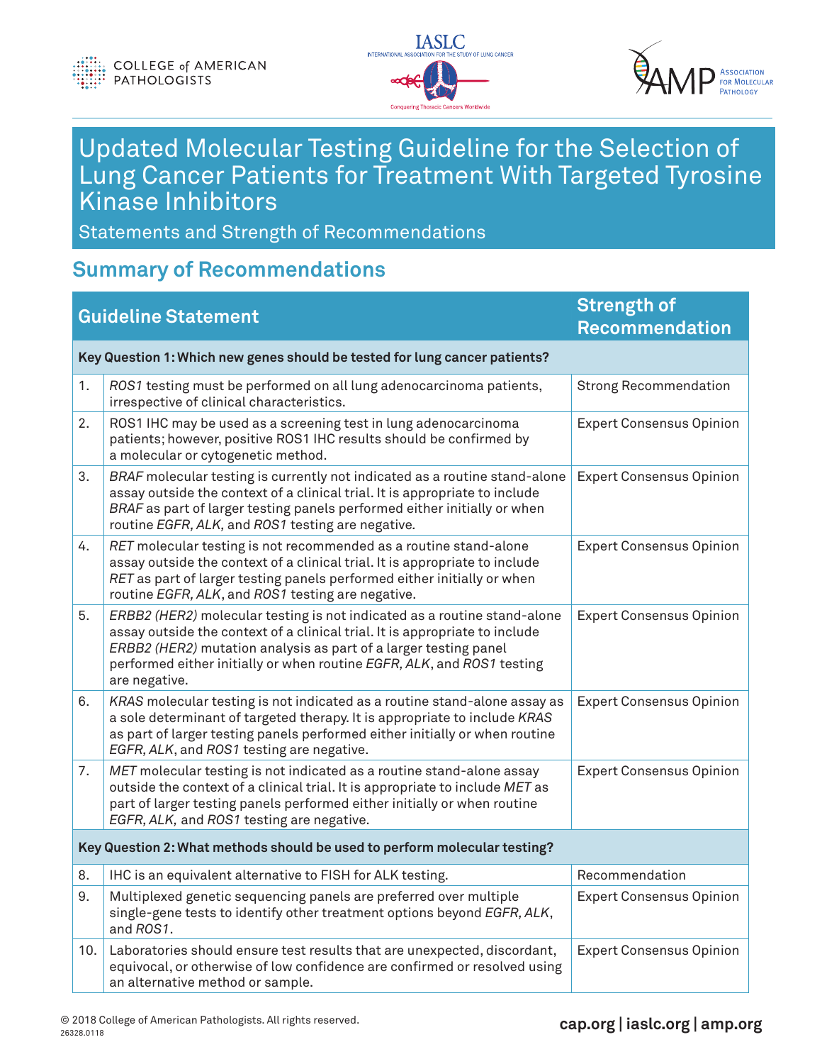# Updated Molecular Testing Guideline for the Selection of Lung Cancer Patients for Treatment With Targeted Tyrosine Kinase Inhibitors

Statements and Strength of Recommendations

## Summary of Recommendations

| | Guideline Statement | Strength of Recommendation |
|---|---|---|
| | **Key Question 1: Which new genes should be tested for lung cancer patients?** | |
| 1. | *ROS1* testing must be performed on all lung adenocarcinoma patients, irrespective of clinical characteristics. | Strong Recommendation |
| 2. | ROS1 IHC may be used as a screening test in lung adenocarcinoma patients; however, positive ROS1 IHC results should be confirmed by a molecular or cytogenetic method. | Expert Consensus Opinion |
| 3. | *BRAF* molecular testing is currently not indicated as a routine stand-alone assay outside the context of a clinical trial. It is appropriate to include *BRAF* as part of larger testing panels performed either initially or when routine *EGFR, ALK,* and *ROS1* testing are negative. | Expert Consensus Opinion |
| 4. | *RET* molecular testing is not recommended as a routine stand-alone assay outside the context of a clinical trial. It is appropriate to include *RET* as part of larger testing panels performed either initially or when routine *EGFR, ALK*, and *ROS1* testing are negative. | Expert Consensus Opinion |
| 5. | *ERBB2 (HER2)* molecular testing is not indicated as a routine stand-alone assay outside the context of a clinical trial. It is appropriate to include *ERBB2 (HER2)* mutation analysis as part of a larger testing panel performed either initially or when routine *EGFR, ALK*, and *ROS1* testing are negative. | Expert Consensus Opinion |
| 6. | *KRAS* molecular testing is not indicated as a routine stand-alone assay as a sole determinant of targeted therapy. It is appropriate to include *KRAS* as part of larger testing panels performed either initially or when routine *EGFR, ALK*, and *ROS1* testing are negative. | Expert Consensus Opinion |
| 7. | *MET* molecular testing is not indicated as a routine stand-alone assay outside the context of a clinical trial. It is appropriate to include *MET* as part of larger testing panels performed either initially or when routine *EGFR, ALK,* and *ROS1* testing are negative. | Expert Consensus Opinion |
| | **Key Question 2: What methods should be used to perform molecular testing?** | |
| 8. | IHC is an equivalent alternative to FISH for ALK testing. | Recommendation |
| 9. | Multiplexed genetic sequencing panels are preferred over multiple single-gene tests to identify other treatment options beyond *EGFR, ALK*, and *ROS1*. | Expert Consensus Opinion |
| 10. | Laboratories should ensure test results that are unexpected, discordant, equivocal, or otherwise of low confidence are confirmed or resolved using an alternative method or sample. | Expert Consensus Opinion |

© 2018 College of American Pathologists. All rights reserved.
26328.0118

cap.org | iaslc.org | amp.org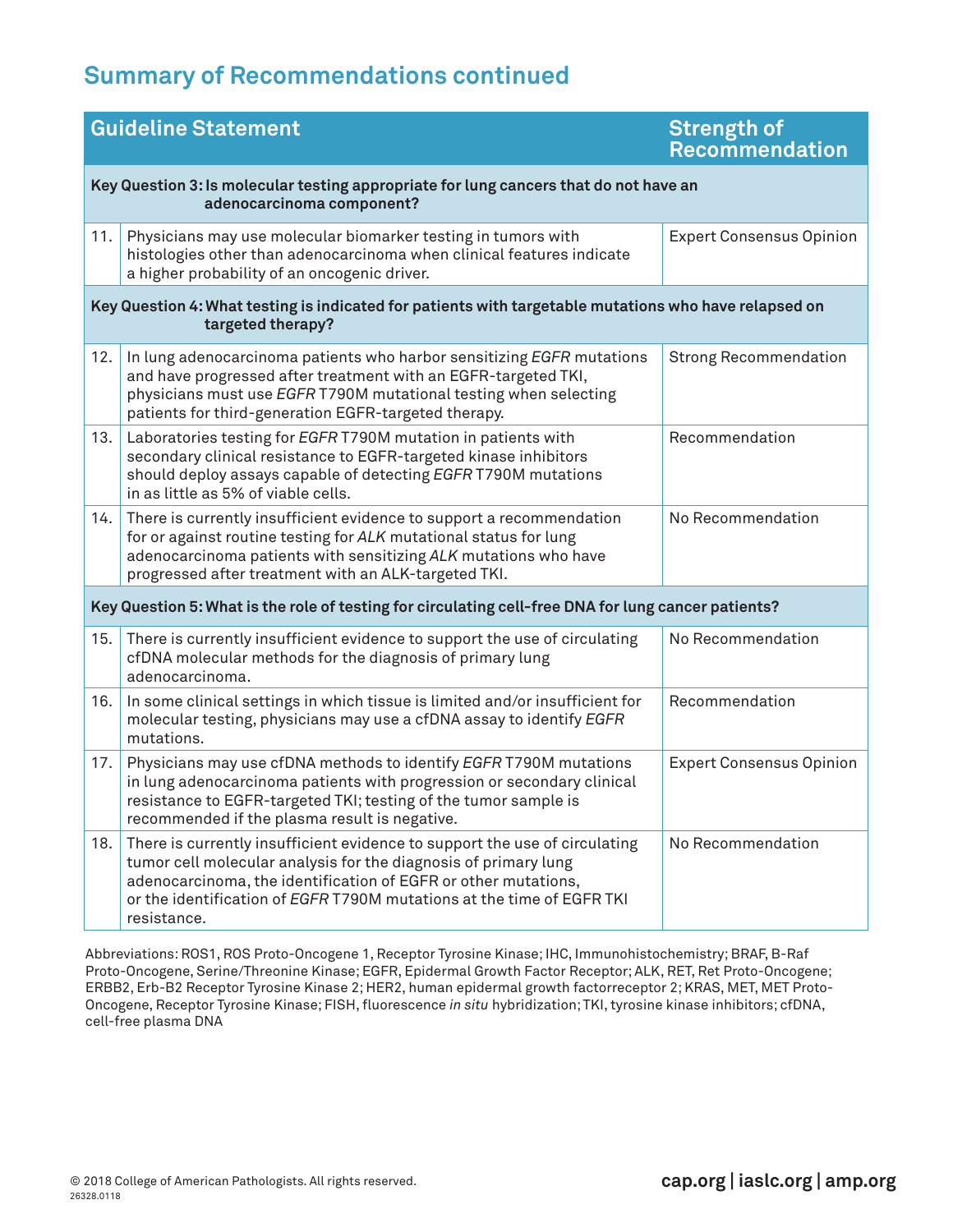## Summary of Recommendations continued

| | Guideline Statement | Strength of Recommendation |
|---|---|---|
| | **Key Question 3: Is molecular testing appropriate for lung cancers that do not have an adenocarcinoma component?** | |
| 11. | Physicians may use molecular biomarker testing in tumors with histologies other than adenocarcinoma when clinical features indicate a higher probability of an oncogenic driver. | Expert Consensus Opinion |
| | **Key Question 4: What testing is indicated for patients with targetable mutations who have relapsed on targeted therapy?** | |
| 12. | In lung adenocarcinoma patients who harbor sensitizing *EGFR* mutations and have progressed after treatment with an EGFR-targeted TKI, physicians must use *EGFR* T790M mutational testing when selecting patients for third-generation EGFR-targeted therapy. | Strong Recommendation |
| 13. | Laboratories testing for *EGFR* T790M mutation in patients with secondary clinical resistance to EGFR-targeted kinase inhibitors should deploy assays capable of detecting *EGFR* T790M mutations in as little as 5% of viable cells. | Recommendation |
| 14. | There is currently insufficient evidence to support a recommendation for or against routine testing for *ALK* mutational status for lung adenocarcinoma patients with sensitizing *ALK* mutations who have progressed after treatment with an ALK-targeted TKI. | No Recommendation |
| | **Key Question 5: What is the role of testing for circulating cell-free DNA for lung cancer patients?** | |
| 15. | There is currently insufficient evidence to support the use of circulating cfDNA molecular methods for the diagnosis of primary lung adenocarcinoma. | No Recommendation |
| 16. | In some clinical settings in which tissue is limited and/or insufficient for molecular testing, physicians may use a cfDNA assay to identify *EGFR* mutations. | Recommendation |
| 17. | Physicians may use cfDNA methods to identify *EGFR* T790M mutations in lung adenocarcinoma patients with progression or secondary clinical resistance to EGFR-targeted TKI; testing of the tumor sample is recommended if the plasma result is negative. | Expert Consensus Opinion |
| 18. | There is currently insufficient evidence to support the use of circulating tumor cell molecular analysis for the diagnosis of primary lung adenocarcinoma, the identification of EGFR or other mutations, or the identification of *EGFR* T790M mutations at the time of EGFR TKI resistance. | No Recommendation |

Abbreviations: ROS1, ROS Proto-Oncogene 1, Receptor Tyrosine Kinase; IHC, Immunohistochemistry; BRAF, B-Raf Proto-Oncogene, Serine/Threonine Kinase; EGFR, Epidermal Growth Factor Receptor; ALK, RET, Ret Proto-Oncogene; ERBB2, Erb-B2 Receptor Tyrosine Kinase 2; HER2, human epidermal growth factorreceptor 2; KRAS, MET, MET Proto-Oncogene, Receptor Tyrosine Kinase; FISH, fluorescence *in situ* hybridization; TKI, tyrosine kinase inhibitors; cfDNA, cell-free plasma DNA

© 2018 College of American Pathologists. All rights reserved.
26328.0118

**cap.org | iaslc.org | amp.org**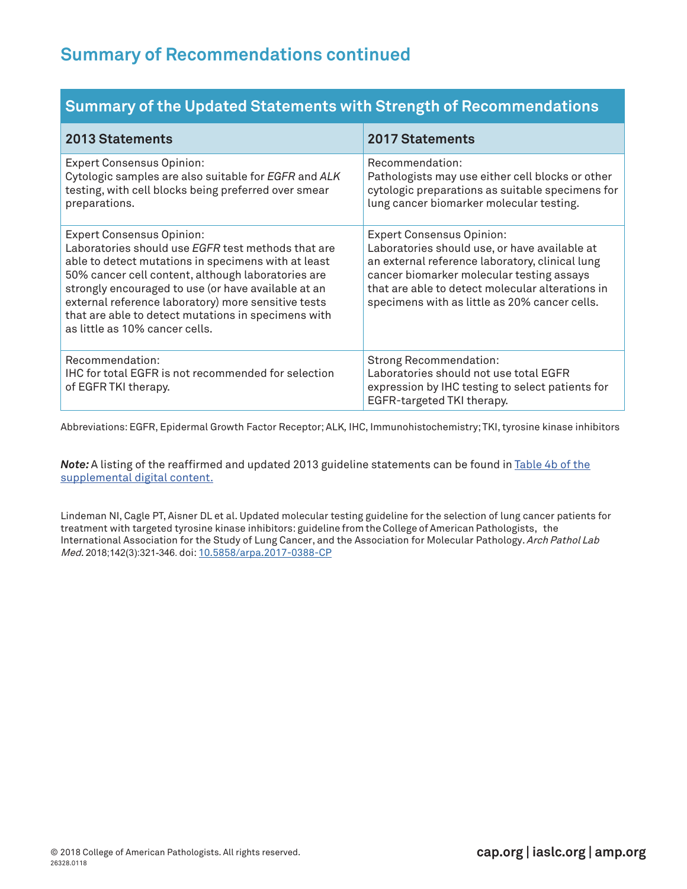## Summary of Recommendations continued

| Summary of the Updated Statements with Strength of Recommendations | |
|---|---|
| **2013 Statements** | **2017 Statements** |
| Expert Consensus Opinion:<br>Cytologic samples are also suitable for *EGFR* and *ALK* testing, with cell blocks being preferred over smear preparations. | Recommendation:<br>Pathologists may use either cell blocks or other cytologic preparations as suitable specimens for lung cancer biomarker molecular testing. |
| Expert Consensus Opinion:<br>Laboratories should use *EGFR* test methods that are able to detect mutations in specimens with at least 50% cancer cell content, although laboratories are strongly encouraged to use (or have available at an external reference laboratory) more sensitive tests that are able to detect mutations in specimens with as little as 10% cancer cells. | Expert Consensus Opinion:<br>Laboratories should use, or have available at an external reference laboratory, clinical lung cancer biomarker molecular testing assays that are able to detect molecular alterations in specimens with as little as 20% cancer cells. |
| Recommendation:<br>IHC for total EGFR is not recommended for selection of EGFR TKI therapy. | Strong Recommendation:<br>Laboratories should not use total EGFR expression by IHC testing to select patients for EGFR-targeted TKI therapy. |

Abbreviations: EGFR, Epidermal Growth Factor Receptor; ALK, IHC, Immunohistochemistry; TKI, tyrosine kinase inhibitors

***Note:*** A listing of the reaffirmed and updated 2013 guideline statements can be found in Table 4b of the supplemental digital content.

Lindeman NI, Cagle PT, Aisner DL et al. Updated molecular testing guideline for the selection of lung cancer patients for treatment with targeted tyrosine kinase inhibitors: guideline from the College of American Pathologists, the International Association for the Study of Lung Cancer, and the Association for Molecular Pathology. *Arch Pathol Lab Med.* 2018;142(3):321-346. doi: 10.5858/arpa.2017-0388-CP

© 2018 College of American Pathologists. All rights reserved.
26328.0118

cap.org | iaslc.org | amp.org